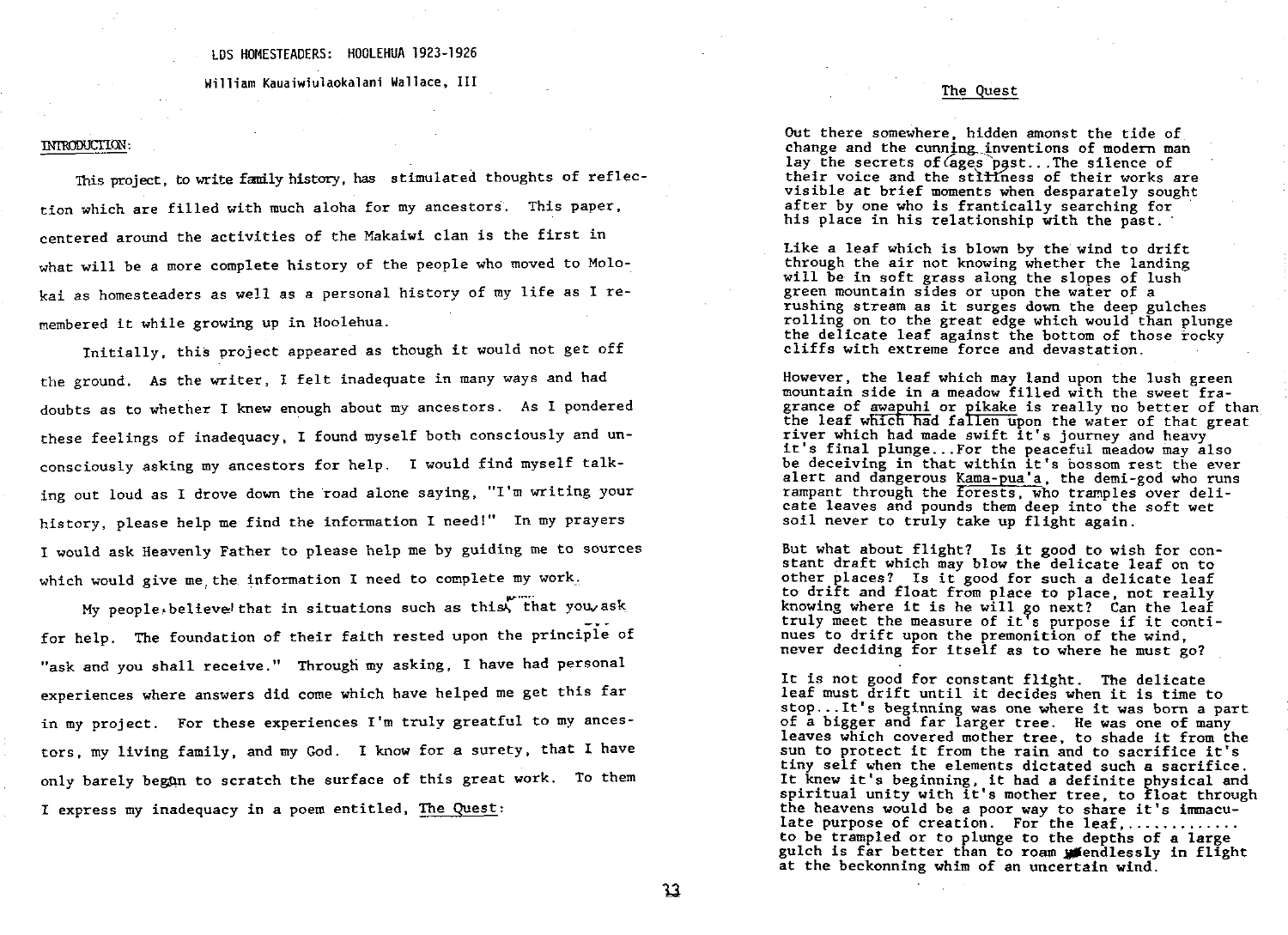LDS HOMESTEADERS: HOOLEHUA 1923-1926

William Kauaiwiulaokalani Wallace, III

## INTRODUCTION:

This project, to write family history, has stimulated thoughts of reflection which are filled with much aloha for my ancestors. This paper, centered around the activities of the Makaiwi clan is the first in what will be a more complete history of the people who moved to Molokai as homesteaders as well as a personal history of my life as I remembered it while growing up in Hoolehua.

Initially, this project appeared as though it would not get off the ground. As the writer, I felt inadequate in many ways and had doubts as to whether I knew enough about my ancestors. As I pondered these feelings of inadequacy, I found myself both consciously and unconsciously asking my ancestors for help. I would find myself talking out loud as I drove down the road alone saying, "I'm writing your history, please help me find the information I need!" In my prayers I would ask Heavenly Father to please help me by guiding me to sources which would give me the information I need to complete my work.

My people believe that in situations such as this, that you ask for help. The foundation of their faith rested upon the principle of "ask and you shall receive." Through my asking, I have had personal experiences where answers did come which have helped me get this far in my project. For these experiences I'm truly greatful to my ancestors, my living family, and my God. I know for a surety, that I have only barely begun to scratch the surface of this great work. To them I express my inadequacy in a poem entitled, The Quest:

## The Quest

Out there somewhere, hidden amonst the tide of change and the cunning inventions of modern man lay the secrets of ages past...The silence of their voice and the stillness of their works are visible at brief moments when desparately sought after by one who is frantically searching for his place in his relationship with the past.

Like a leaf which is blown by the wind to drift through the air not knowing whether the landing will be in soft grass along the slopes of lush green mountain sides or upon the water of a rushing stream as it surges down the deep gulches rolling on to the great edge which would than plunge the delicate leaf against the bottom of those rocky cliffs with extreme force and devastation.

However, the leaf which may land upon the lush green mountain side in a meadow filled with the sweet fragrance of awapuhi or pikake is really no better of than the leaf which had fallen upon the water of that great river which had made swift it's journey and heavy it's final plunge...For the peaceful meadow may also be deceiving in that within it's bossom rest the ever alert and dangerous Kama-pua'a, the demi-god who runs rampant through the forests, who tramples over delicate leaves and pounds them deep into the soft wet soil never to truly take up flight again.

But what about flight? Is it good to wish for constant draft which may blow the delicate leaf on to other places? Is it good for such a delicate leaf to drift and float from place to place, not really knowing where it is he will go next? Can the leaf truly meet the measure of it's purpose if it continues to drift upon the premonition of the wind, never deciding for itself as to where he must go?

It is not good for constant flight. The delicate leaf must drift until it decides when it is time to stop...It's beginning was one where it was born a part of a bigger and far larger tree. He was one of many leaves which covered mother tree, to shade it from the sun to protect it from the rain and to sacrifice it's tiny self when the elements dictated such a sacrifice. It knew it's beginning, it had a definite physical and spiritual unity with it's mother tree, to float through the heavens would be a poor way to share it's immaculate purpose of creation. For the leaf,............ to be trampled or to plunge to the depths of a large gulch is far better than to roam endlessly in flight at the beckonning whim of an uncertain wind.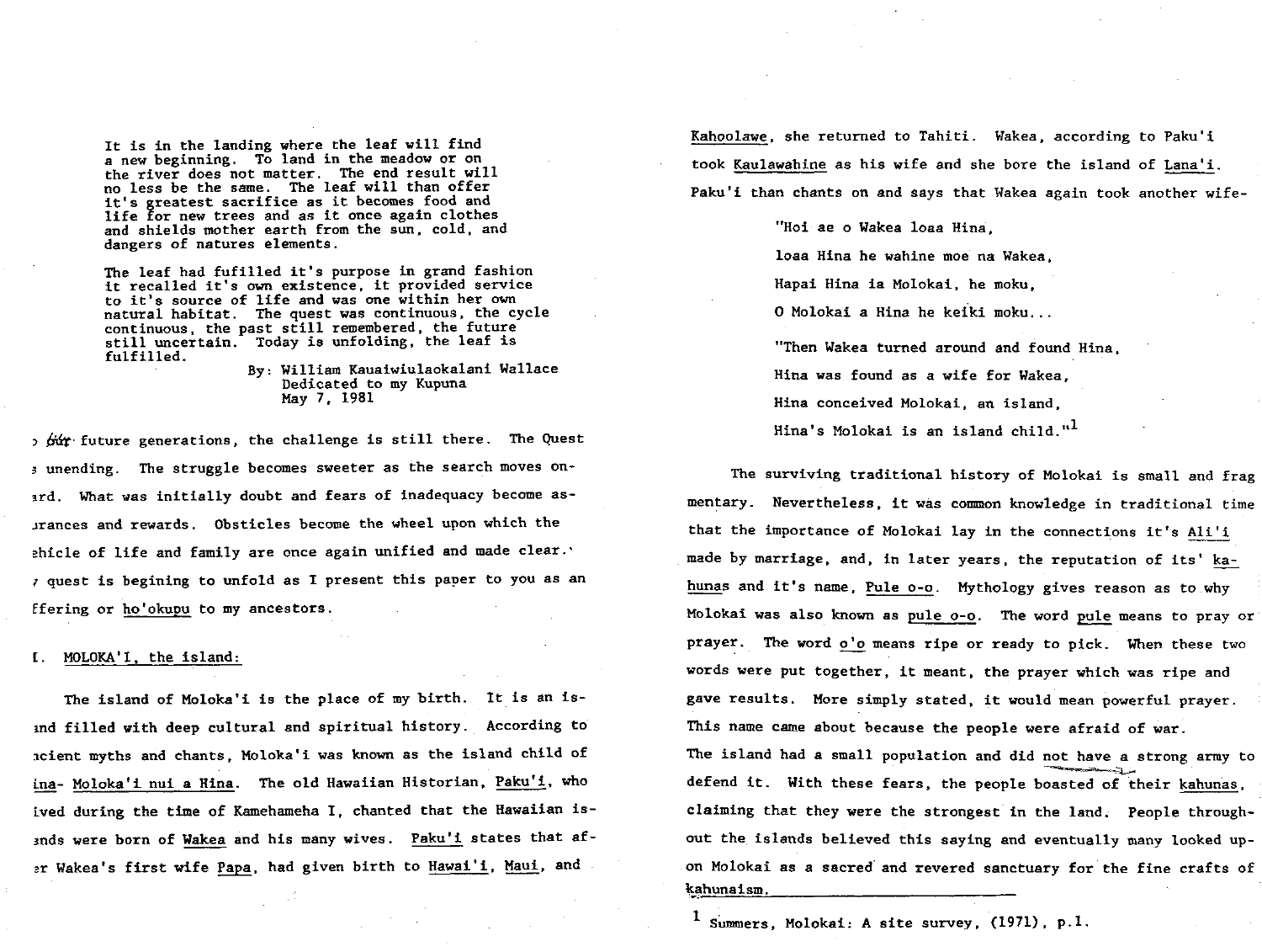It is in the landing where the leaf will find a new beginning. To land in the meadow or on the river does not matter. The end result will no less be the same. The leaf will than offer it's greatest sacrifice as it becomes food and life for new trees and as it once again clothes and shields mother earth from the sun, cold, and dangers of natures elements.

The leaf had fufilled it's purpose in grand fashion it recalled it's own existence, it provided service to it's source of life and was one within her own natural habitat. The quest was continuous, the cycle continuous, the past still remembered, the future still uncertain. Today is unfolding, the leaf is fulfilled.

By: William Kauaiwiulaokalani Wallace
Dedicated to my Kupuna
May 7, 1981

o our future generations, the challenge is still there. The Quest s unending. The struggle becomes sweeter as the search moves onard. What was initially doubt and fears of inadequacy become asurances and rewards. Obsticles become the wheel upon which the ehicle of life and family are once again unified and made clear. y quest is begining to unfold as I present this paper to you as an ffering or ho'okupu to my ancestors.

## I. MOLOKA'I, the island:

The island of Moloka'i is the place of my birth. It is an isand filled with deep cultural and spiritual history. According to ncient myths and chants, Moloka'i was known as the island child of ina- Moloka'i nui a Hina. The old Hawaiian Historian, Paku'i, who ived during the time of Kamehameha I, chanted that the Hawaiian isands were born of Wakea and his many wives. Paku'i states that afer Wakea's first wife Papa, had given birth to Hawai'i, Maui, and Kahoolawe, she returned to Tahiti. Wakea, according to Paku'i took Kaulawahine as his wife and she bore the island of Lana'i. Paku'i than chants on and says that Wakea again took another wife-

> "Hoi ae o Wakea loaa Hina,
> loaa Hina he wahine moe na Wakea,
> Hapai Hina ia Molokai, he moku,
> O Molokai a Hina he keiki moku...
>
> "Then Wakea turned around and found Hina,
> Hina was found as a wife for Wakea,
> Hina conceived Molokai, an island,
> Hina's Molokai is an island child."[1]

The surviving traditional history of Molokai is small and fragmentary. Nevertheless, it was common knowledge in traditional time that the importance of Molokai lay in the connections it's Ali'i made by marriage, and, in later years, the reputation of its' kahunas and it's name, Pule o-o. Mythology gives reason as to why Molokai was also known as pule o-o. The word pule means to pray or prayer. The word o'o means ripe or ready to pick. When these two words were put together, it meant, the prayer which was ripe and gave results. More simply stated, it would mean powerful prayer. This name came about because the people were afraid of war. The island had a small population and did not have a strong army to defend it. With these fears, the people boasted of their kahunas, claiming that they were the strongest in the land. People throughout the islands believed this saying and eventually many looked upon Molokai as a sacred and revered sanctuary for the fine crafts of kahunaism.

[1] Summers, Molokai: A site survey, (1971), p.1.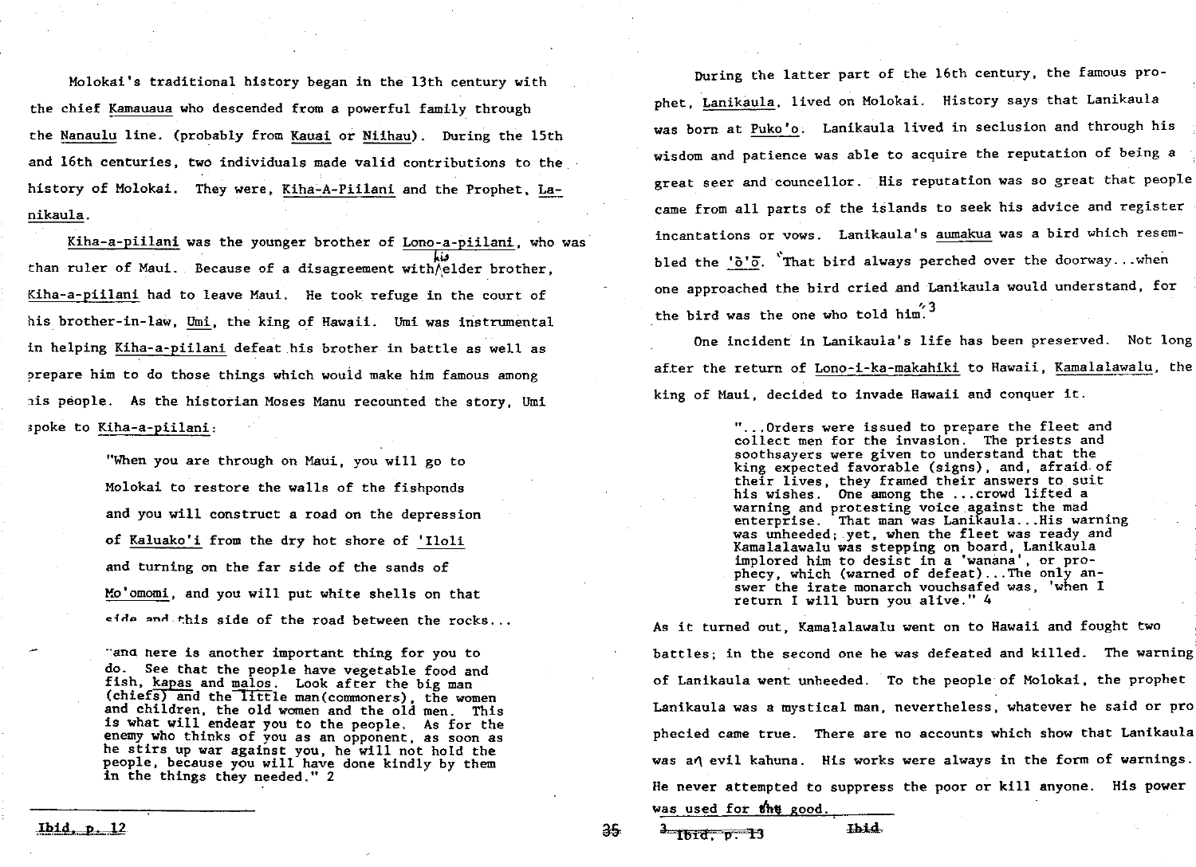Molokai's traditional history began in the 13th century with the chief Kamauaua who descended from a powerful family through the Nanaulu line. (probably from Kauai or Niihau). During the 15th and 16th centuries, two individuals made valid contributions to the history of Molokai. They were, Kiha-A-Piilani and the Prophet, Lanikaula.

Kiha-a-piilani was the younger brother of Lono-a-piilani, who was than ruler of Maui. Because of a disagreement with his elder brother, Kiha-a-piilani had to leave Maui. He took refuge in the court of his brother-in-law, Umi, the king of Hawaii. Umi was instrumental in helping Kiha-a-piilani defeat his brother in battle as well as prepare him to do those things which would make him famous among his people. As the historian Moses Manu recounted the story, Umi spoke to Kiha-a-piilani:

> "When you are through on Maui, you will go to Molokai to restore the walls of the fishponds and you will construct a road on the depression of Kaluako'i from the dry hot shore of 'Iloli and turning on the far side of the sands of Mo'omomi, and you will put white shells on that side and this side of the road between the rocks...
>
> "and here is another important thing for you to do. See that the people have vegetable food and fish, kapas and malos. Look after the big man (chiefs) and the little man (commoners), the women and children, the old women and the old men. This is what will endear you to the people. As for the enemy who thinks of you as an opponent, as soon as he stirs up war against you, he will not hold the people, because you will have done kindly by them in the things they needed." 2

During the latter part of the 16th century, the famous prophet, Lanikaula, lived on Molokai. History says that Lanikaula was born at Puko'o. Lanikaula lived in seclusion and through his wisdom and patience was able to acquire the reputation of being a great seer and councellor. His reputation was so great that people came from all parts of the islands to seek his advice and register incantations or vows. Lanikaula's aumakua was a bird which resembled the 'ō'ō. "That bird always perched over the doorway...when one approached the bird cried and Lanikaula would understand, for the bird was the one who told him."[3]

One incident in Lanikaula's life has been preserved. Not long after the return of Lono-i-ka-makahiki to Hawaii, Kamalalawalu, the king of Maui, decided to invade Hawaii and conquer it.

> "...Orders were issued to prepare the fleet and collect men for the invasion. The priests and soothsayers were given to understand that the king expected favorable (signs), and, afraid of their lives, they framed their answers to suit his wishes. One among the ...crowd lifted a warning and protesting voice against the mad enterprise. That man was Lanikaula...His warning was unheeded; yet, when the fleet was ready and Kamalalawalu was stepping on board, Lanikaula implored him to desist in a 'wanana', or prophecy, which (warned of defeat)...The only answer the irate monarch vouchsafed was, 'when I return I will burn you alive." 4

As it turned out, Kamalalawalu went on to Hawaii and fought two battles; in the second one he was defeated and killed. The warning of Lanikaula went unheeded. To the people of Molokai, the prophet Lanikaula was a mystical man, nevertheless, whatever he said or prophecied came true. There are no accounts which show that Lanikaula was an evil kahuna. His works were always in the form of warnings. He never attempted to suppress the poor or kill anyone. His power was used for the good.

---

2 Ibid, p. 12

3 Ibid, p. 13

4 Ibid.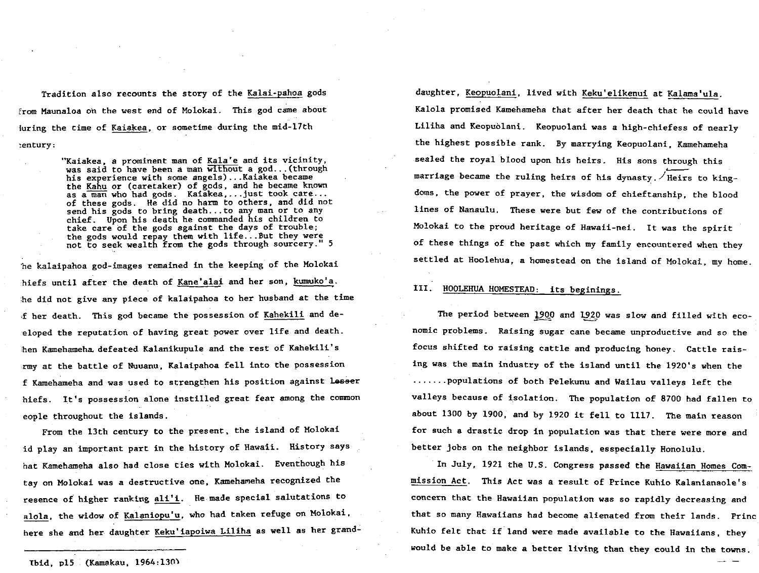Tradition also recounts the story of the Kalai-pahoa gods from Maunaloa on the west end of Molokai. This god came about during the time of Kaiakea, or sometime during the mid-17th century:

> "Kaiakea, a prominent man of Kala'e and its vicinity, was said to have been a man without a god...(through his experience with some angels)...Kaiakea became the Kahu or (caretaker) of gods, and he became known as a man who had gods. Kaiakea,...just took care... of these gods. He did no harm to others, and did not send his gods to bring death...to any man or to any chief. Upon his death he commanded his children to take care of the gods against the days of trouble; the gods would repay them with life...But they were not to seek wealth from the gods through sourcery." 5

The kalaipahoa god-images remained in the keeping of the Molokai chiefs until after the death of Kane'alai and her son, kumuko'a. She did not give any piece of kalaipahoa to her husband at the time of her death. This god became the possession of Kahekili and developed the reputation of having great power over life and death. When Kamehameha defeated Kalanikupule and the rest of Kahekili's army at the battle of Nuuanu, Kalaipahoa fell into the possession of Kamehameha and was used to strengthen his position against ~~Lesser~~ chiefs. It's possession alone instilled great fear among the common people throughout the islands.

From the 13th century to the present, the island of Molokai did play an important part in the history of Hawaii. History says that Kamehameha also had close ties with Molokai. Eventhough his stay on Molokai was a destructive one, Kamehameha recognized the presence of higher ranking ali'i. He made special salutations to Kalola, the widow of Kalaniopu'u, who had taken refuge on Molokai, where she and her daughter Keku'iapoiwa Liliha as well as her grand-daughter, Keopuolani, lived with Keku'elikenui at Kalama'ula. Kalola promised Kamehameha that after her death that he could have Liliha and Keopuolani. Keopuolani was a high-chiefess of nearly the highest possible rank. By marrying Keopuolani, Kamehameha sealed the royal blood upon his heirs. His sons through this marriage became the ruling heirs of his dynasty. Heirs to kingdoms, the power of prayer, the wisdom of chieftanship, the blood lines of Nanaulu. These were but few of the contributions of Molokai to the proud heritage of Hawaii-nei. It was the spirit of these things of the past which my family encountered when they settled at Hoolehua, a homestead on the island of Molokai, my home.

5 Ibid, p15 (Kamakau, 1964:130)

## III. HOOLEHUA HOMESTEAD: its beginings.

The period between 1900 and 1920 was slow and filled with economic problems. Raising sugar cane became unproductive and so the focus shifted to raising cattle and producing honey. Cattle raising was the main industry of the island until the 1920's when the .......populations of both Pelekunu and Wailau valleys left the valleys because of isolation. The population of 8700 had fallen to about 1300 by 1900, and by 1920 it fell to 1117. The main reason for such a drastic drop in population was that there were more and better jobs on the neighbor islands, esspecially Honolulu.

In July, 1921 the U.S. Congress passed the Hawaiian Homes Commission Act. This Act was a result of Prince Kuhio Kalanianaole's concern that the Hawaiian population was so rapidly decreasing and that so many Hawaiians had become alienated from their lands. Prince Kuhio felt that if land were made available to the Hawaiians, they would be able to make a better living than they could in the towns.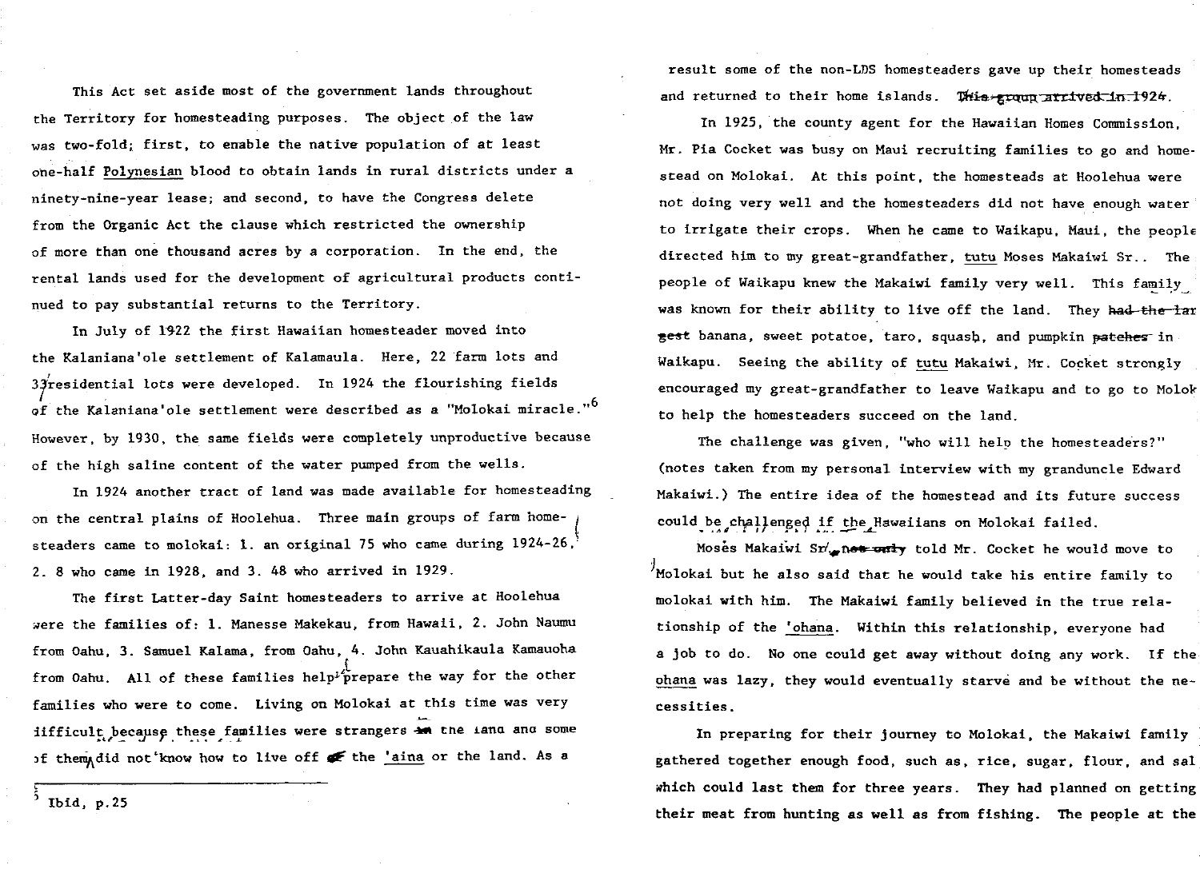This Act set aside most of the government lands throughout the Territory for homesteading purposes. The object of the law was two-fold; first, to enable the native population of at least one-half Polynesian blood to obtain lands in rural districts under a ninety-nine-year lease; and second, to have the Congress delete from the Organic Act the clause which restricted the ownership of more than one thousand acres by a corporation. In the end, the rental lands used for the development of agricultural products continued to pay substantial returns to the Territory.

In July of 1922 the first Hawaiian homesteader moved into the Kalaniana'ole settlement of Kalamaula. Here, 22 farm lots and 33 residential lots were developed. In 1924 the flourishing fields of the Kalaniana'ole settlement were described as a "Molokai miracle."[6] However, by 1930, the same fields were completely unproductive because of the high saline content of the water pumped from the wells.

In 1924 another tract of land was made available for homesteading on the central plains of Hoolehua. Three main groups of farm homesteaders came to molokai: 1. an original 75 who came during 1924-26, 2. 8 who came in 1928, and 3. 48 who arrived in 1929.

The first Latter-day Saint homesteaders to arrive at Hoolehua were the families of: 1. Manesse Makekau, from Hawaii, 2. John Naumu from Oahu, 3. Samuel Kalama, from Oahu, 4. John Kauahikaula Kamauoha from Oahu. All of these families helped prepare the way for the other families who were to come. Living on Molokai at this time was very difficult because these families were strangers to the land and some of them did not know how to live off the 'aina or the land. As a result some of the non-LDS homesteaders gave up their homesteads and returned to their home islands. ~~This group arrived in 1924.~~

---

[5] Ibid, p.25

In 1925, the county agent for the Hawaiian Homes Commission, Mr. Pia Cocket was busy on Maui recruiting families to go and homestead on Molokai. At this point, the homesteads at Hoolehua were not doing very well and the homesteaders did not have enough water to irrigate their crops. When he came to Waikapu, Maui, the people directed him to my great-grandfather, tutu Moses Makaiwi Sr.. The people of Waikapu knew the Makaiwi family very well. This family was known for their ability to live off the land. They ~~had the largest~~ banana, sweet potatoe, taro, squash, and pumpkin ~~patches~~ in Waikapu. Seeing the ability of tutu Makaiwi, Mr. Cocket strongly encouraged my great-grandfather to leave Waikapu and to go to Molokai to help the homesteaders succeed on the land.

The challenge was given, "who will help the homesteaders?" (notes taken from my personal interview with my granduncle Edward Makaiwi.) The entire idea of the homestead and its future success could be challenged if the Hawaiians on Molokai failed.

Moses Makaiwi Sr. ~~not only~~ told Mr. Cocket he would move to Molokai but he also said that he would take his entire family to molokai with him. The Makaiwi family believed in the true relationship of the 'ohana. Within this relationship, everyone had a job to do. No one could get away without doing any work. If the ohana was lazy, they would eventually starve and be without the necessities.

In preparing for their journey to Molokai, the Makaiwi family gathered together enough food, such as, rice, sugar, flour, and salt which could last them for three years. They had planned on getting their meat from hunting as well as from fishing. The people at the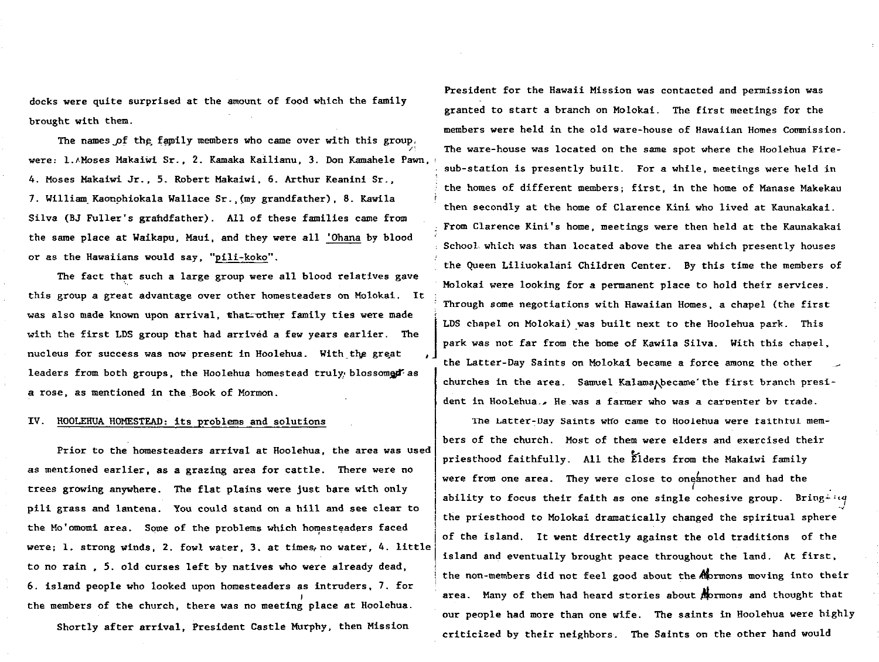docks were quite surprised at the amount of food which the family brought with them.

The names of the family members who came over with this group were: 1. Moses Makaiwi Sr., 2. Kamaka Kailianu, 3. Don Kamahele Pawn, 4. Moses Makaiwi Jr., 5. Robert Makaiwi, 6. Arthur Keanini Sr., 7. William Kaonohiokala Wallace Sr., (my grandfather), 8. Kawila Silva (BJ Fuller's grandfather). All of these families came from the same place at Waikapu, Maui, and they were all 'Ohana by blood or as the Hawaiians would say, "pili-koko".

The fact that such a large group were all blood relatives gave this group a great advantage over other homesteaders on Molokai. It was also made known upon arrival, other family ties were made with the first LDS group that had arrived a few years earlier. The nucleus for success was now present in Hoolehua. With the great leaders from both groups, the Hoolehua homestead truly blossomed as a rose, as mentioned in the Book of Mormon.

## IV. HOOLEHUA HOMESTEAD: its problems and solutions

Prior to the homesteaders arrival at Hoolehua, the area was used as mentioned earlier, as a grazing area for cattle. There were no trees growing anywhere. The flat plains were just bare with only pili grass and lantena. You could stand on a hill and see clear to the Mo'omomi area. Some of the problems which homesteaders faced were; 1. strong winds, 2. fowl water, 3. at times no water, 4. little to no rain , 5. old curses left by natives who were already dead, 6. island people who looked upon homesteaders as intruders, 7. for the members of the church, there was no meeting place at Hoolehua.

Shortly after arrival, President Castle Murphy, then Mission President for the Hawaii Mission was contacted and permission was granted to start a branch on Molokai. The first meetings for the members were held in the old ware-house of Hawaiian Homes Commission. The ware-house was located on the same spot where the Hoolehua Fire-sub-station is presently built. For a while, meetings were held in the homes of different members; first, in the home of Manase Makekau then secondly at the home of Clarence Kini who lived at Kaunakakai. From Clarence Kini's home, meetings were then held at the Kaunakakai School which was than located above the area which presently houses the Queen Liliuokalani Children Center. By this time the members of Molokai were looking for a permanent place to hold their services. Through some negotiations with Hawaiian Homes, a chapel (the first LDS chapel on Molokai) was built next to the Hoolehua park. This park was not far from the home of Kawila Silva. With this chapel, the Latter-Day Saints on Molokai became a force among the other churches in the area. Samuel Kalama became the first branch president in Hoolehua. He was a farmer who was a carpenter by trade.

The Latter-Day Saints who came to Hoolehua were faithful members of the church. Most of them were elders and exercised their priesthood faithfully. All the Elders from the Makaiwi family were from one area. They were close to one another and had the ability to focus their faith as one single cohesive group. Bringing the priesthood to Molokai dramatically changed the spiritual sphere of the island. It went directly against the old traditions of the island and eventually brought peace throughout the land. At first, the non-members did not feel good about the Mormons moving into their area. Many of them had heard stories about Mormons and thought that our people had more than one wife. The saints in Hoolehua were highly criticized by their neighbors. The Saints on the other hand would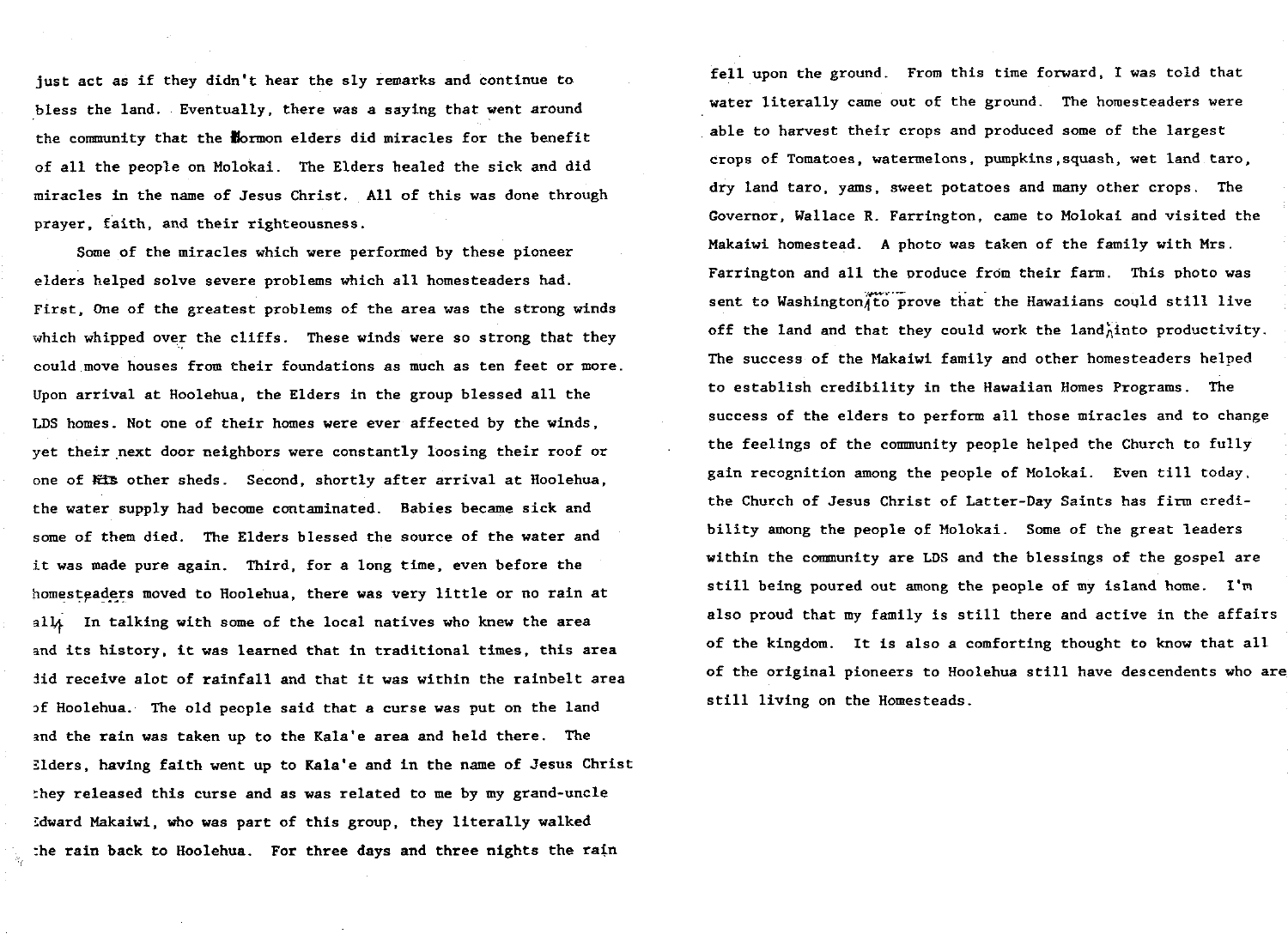just act as if they didn't hear the sly remarks and continue to bless the land. Eventually, there was a saying that went around the community that the Mormon elders did miracles for the benefit of all the people on Molokai. The Elders healed the sick and did miracles in the name of Jesus Christ. All of this was done through prayer, faith, and their righteousness.

Some of the miracles which were performed by these pioneer elders helped solve severe problems which all homesteaders had. First, One of the greatest problems of the area was the strong winds which whipped over the cliffs. These winds were so strong that they could move houses from their foundations as much as ten feet or more. Upon arrival at Hoolehua, the Elders in the group blessed all the LDS homes. Not one of their homes were ever affected by the winds, yet their next door neighbors were constantly loosing their roof or one of other sheds. Second, shortly after arrival at Hoolehua, the water supply had become contaminated. Babies became sick and some of them died. The Elders blessed the source of the water and it was made pure again. Third, for a long time, even before the homesteaders moved to Hoolehua, there was very little or no rain at all. In talking with some of the local natives who knew the area and its history, it was learned that in traditional times, this area did receive alot of rainfall and that it was within the rainbelt area of Hoolehua. The old people said that a curse was put on the land and the rain was taken up to the Kala'e area and held there. The Elders, having faith went up to Kala'e and in the name of Jesus Christ they released this curse and as was related to me by my grand-uncle Edward Makaiwi, who was part of this group, they literally walked the rain back to Hoolehua. For three days and three nights the rain fell upon the ground. From this time forward, I was told that water literally came out of the ground. The homesteaders were able to harvest their crops and produced some of the largest crops of Tomatoes, watermelons, pumpkins, squash, wet land taro, dry land taro, yams, sweet potatoes and many other crops. The Governor, Wallace R. Farrington, came to Molokai and visited the Makaiwi homestead. A photo was taken of the family with Mrs. Farrington and all the produce from their farm. This photo was sent to Washington to prove that the Hawaiians could still live off the land and that they could work the land into productivity. The success of the Makaiwi family and other homesteaders helped to establish credibility in the Hawaiian Homes Programs. The success of the elders to perform all those miracles and to change the feelings of the community people helped the Church to fully gain recognition among the people of Molokai. Even till today, the Church of Jesus Christ of Latter-Day Saints has firm credibility among the people of Molokai. Some of the great leaders within the community are LDS and the blessings of the gospel are still being poured out among the people of my island home. I'm also proud that my family is still there and active in the affairs of the kingdom. It is also a comforting thought to know that all of the original pioneers to Hoolehua still have descendents who are still living on the Homesteads.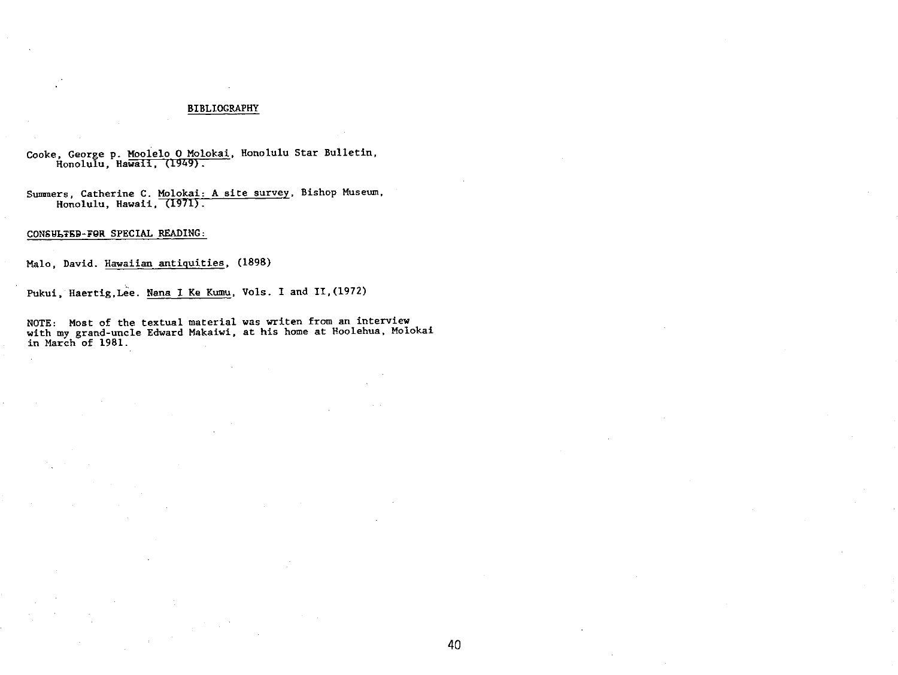## BIBLIOGRAPHY

Cooke, George p. Moolelo O Molokai, Honolulu Star Bulletin, Honolulu, Hawaii, (1949).

Summers, Catherine C. Molokai: A site survey, Bishop Museum, Honolulu, Hawaii, (1971).

CONSULTED FOR SPECIAL READING:

Malo, David. Hawaiian antiquities, (1898)

Pukui, Haertig,Lee. Nana I Ke Kumu, Vols. I and II,(1972)

NOTE: Most of the textual material was writen from an interview with my grand-uncle Edward Makaiwi, at his home at Hoolehua, Molokai in March of 1981.